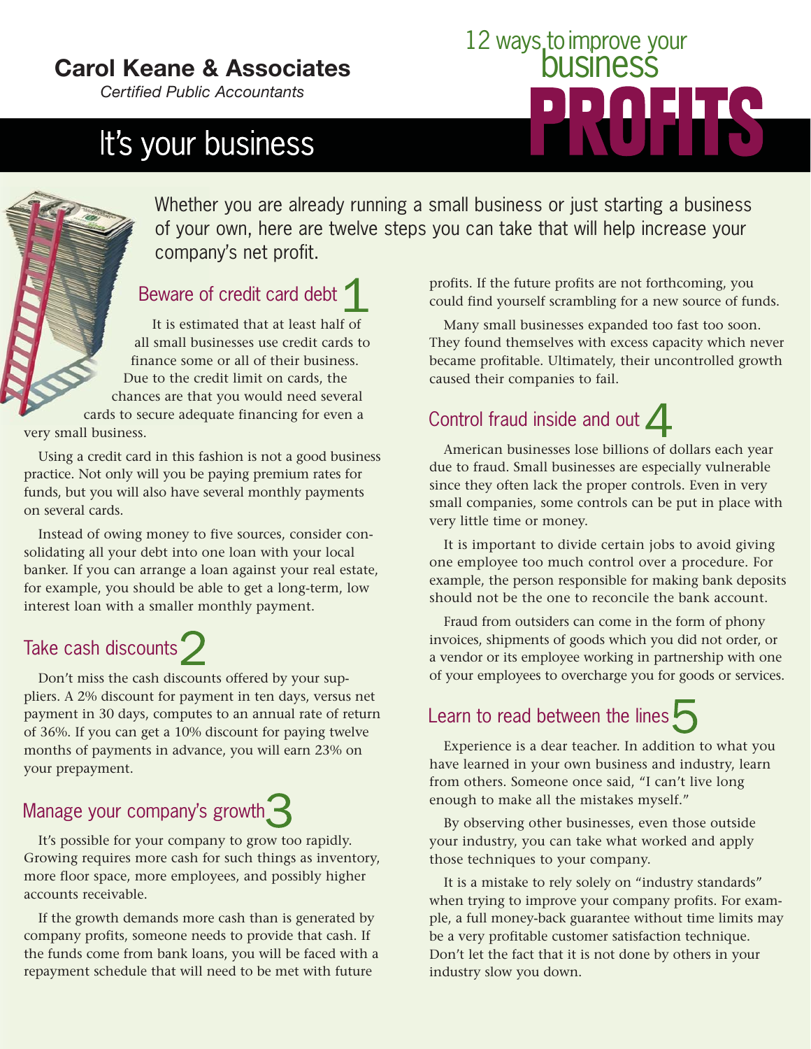**Carol Keane & Associates**

*Certified Public Accountants*

# It's your business

# 12 ways to improve your business PROFITS

Whether you are already running a small business or just starting a business of your own, here are twelve steps you can take that will help increase your company's net profit.

## Beware of credit card debt 1

It is estimated that at least half of all small businesses use credit cards to finance some or all of their business. Due to the credit limit on cards, the chances are that you would need several cards to secure adequate financing for even a very small business.

Using a credit card in this fashion is not a good business practice. Not only will you be paying premium rates for funds, but you will also have several monthly payments on several cards.

Instead of owing money to five sources, consider consolidating all your debt into one loan with your local banker. If you can arrange a loan against your real estate, for example, you should be able to get a long-term, low interest loan with a smaller monthly payment.

## Take cash discounts 2

Don't miss the cash discounts offered by your suppliers. A 2% discount for payment in ten days, versus net payment in 30 days, computes to an annual rate of return of 36%. If you can get a 10% discount for paying twelve months of payments in advance, you will earn 23% on your prepayment.

## Manage your company's growth 3

It's possible for your company to grow too rapidly. Growing requires more cash for such things as inventory, more floor space, more employees, and possibly higher accounts receivable.

If the growth demands more cash than is generated by company profits, someone needs to provide that cash. If the funds come from bank loans, you will be faced with a repayment schedule that will need to be met with future profits. If the future profits are not forthcoming, you could find yourself scrambling for a new source of funds.

Many small businesses expanded too fast too soon. They found themselves with excess capacity which never became profitable. Ultimately, their uncontrolled growth caused their companies to fail.

## Control fraud inside and out 4

American businesses lose billions of dollars each year due to fraud. Small businesses are especially vulnerable since they often lack the proper controls. Even in very small companies, some controls can be put in place with very little time or money.

It is important to divide certain jobs to avoid giving one employee too much control over a procedure. For example, the person responsible for making bank deposits should not be the one to reconcile the bank account.

Fraud from outsiders can come in the form of phony invoices, shipments of goods which you did not order, or a vendor or its employee working in partnership with one of your employees to overcharge you for goods or services.

## Learn to read between the lines 5

Experience is a dear teacher. In addition to what you have learned in your own business and industry, learn from others. Someone once said, "I can't live long enough to make all the mistakes myself."

By observing other businesses, even those outside your industry, you can take what worked and apply those techniques to your company.

It is a mistake to rely solely on "industry standards" when trying to improve your company profits. For example, a full money-back guarantee without time limits may be a very profitable customer satisfaction technique. Don't let the fact that it is not done by others in your industry slow you down.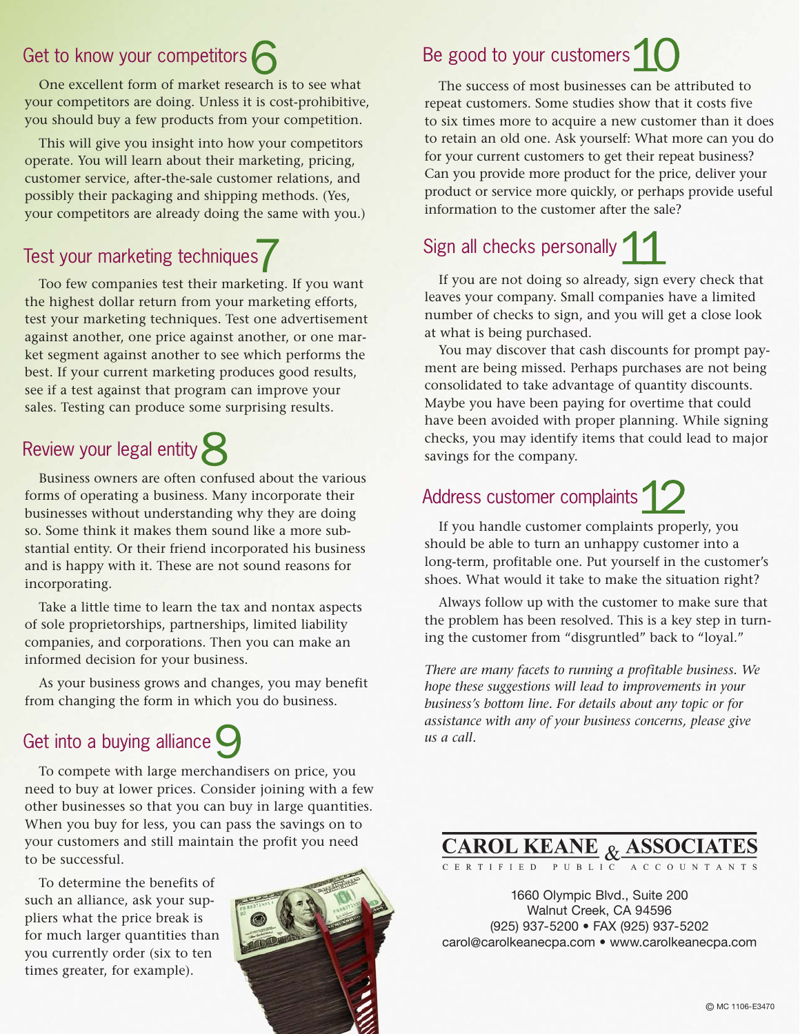## Get to know your competitors 6

One excellent form of market research is to see what your competitors are doing. Unless it is cost-prohibitive, you should buy a few products from your competition.

This will give you insight into how your competitors operate. You will learn about their marketing, pricing, customer service, after-the-sale customer relations, and possibly their packaging and shipping methods. (Yes, your competitors are already doing the same with you.)

## Test your marketing techniques 7

Too few companies test their marketing. If you want the highest dollar return from your marketing efforts, test your marketing techniques. Test one advertisement against another, one price against another, or one market segment against another to see which performs the best. If your current marketing produces good results, see if a test against that program can improve your sales. Testing can produce some surprising results.

## Review your legal entity 8

Business owners are often confused about the various forms of operating a business. Many incorporate their businesses without understanding why they are doing so. Some think it makes them sound like a more substantial entity. Or their friend incorporated his business and is happy with it. These are not sound reasons for incorporating.

Take a little time to learn the tax and nontax aspects of sole proprietorships, partnerships, limited liability companies, and corporations. Then you can make an informed decision for your business.

As your business grows and changes, you may benefit from changing the form in which you do business.

## Get into a buying alliance 9

To compete with large merchandisers on price, you need to buy at lower prices. Consider joining with a few other businesses so that you can buy in large quantities. When you buy for less, you can pass the savings on to your customers and still maintain the profit you need to be successful.

To determine the benefits of such an alliance, ask your suppliers what the price break is for much larger quantities than you currently order (six to ten times greater, for example).

## Be good to your customers 10

The success of most businesses can be attributed to repeat customers. Some studies show that it costs five to six times more to acquire a new customer than it does to retain an old one. Ask yourself: What more can you do for your current customers to get their repeat business? Can you provide more product for the price, deliver your product or service more quickly, or perhaps provide useful information to the customer after the sale?

## Sign all checks personally 11

If you are not doing so already, sign every check that leaves your company. Small companies have a limited number of checks to sign, and you will get a close look at what is being purchased.

You may discover that cash discounts for prompt payment are being missed. Perhaps purchases are not being consolidated to take advantage of quantity discounts. Maybe you have been paying for overtime that could have been avoided with proper planning. While signing checks, you may identify items that could lead to major savings for the company.

## Address customer complaints 12

If you handle customer complaints properly, you should be able to turn an unhappy customer into a long-term, profitable one. Put yourself in the customer's shoes. What would it take to make the situation right?

Always follow up with the customer to make sure that the problem has been resolved. This is a key step in turning the customer from "disgruntled" back to "loyal."

*There are many facets to running a profitable business. We hope these suggestions will lead to improvements in your business's bottom line. For details about any topic or for assistance with any of your business concerns, please give us a call.*

**CAROL KEANE & ASSOCIATES**
CERTIFIED PUBLIC ACCOUNTANTS

1660 Olympic Blvd., Suite 200
Walnut Creek, CA 94596
(925) 937-5200 • FAX (925) 937-5202
carol@carolkeanecpa.com • www.carolkeanecpa.com

© MC 1106-E3470